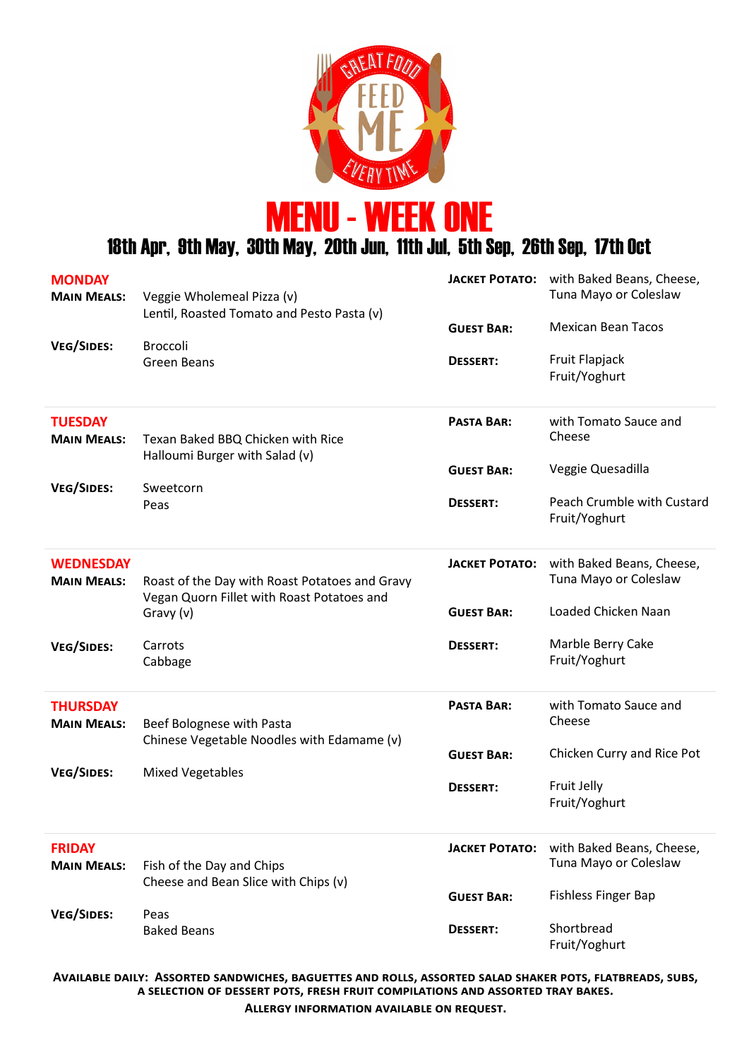# MENU - WEEK ONE

## 18th Apr, 9th May, 30th May, 20th Jun, 11th Jul, 5th Sep, 26th Sep, 17th Oct

### MONDAY

**Main Meals:** Veggie Wholemeal Pizza (v)
Lentil, Roasted Tomato and Pesto Pasta (v)

**Veg/Sides:** Broccoli
Green Beans

**Jacket Potato:** with Baked Beans, Cheese, Tuna Mayo or Coleslaw

**Guest Bar:** Mexican Bean Tacos

**Dessert:** Fruit Flapjack
Fruit/Yoghurt

### TUESDAY

**Main Meals:** Texan Baked BBQ Chicken with Rice
Halloumi Burger with Salad (v)

**Veg/Sides:** Sweetcorn
Peas

**Pasta Bar:** with Tomato Sauce and Cheese

**Guest Bar:** Veggie Quesadilla

**Dessert:** Peach Crumble with Custard
Fruit/Yoghurt

### WEDNESDAY

**Main Meals:** Roast of the Day with Roast Potatoes and Gravy
Vegan Quorn Fillet with Roast Potatoes and Gravy (v)

**Veg/Sides:** Carrots
Cabbage

**Jacket Potato:** with Baked Beans, Cheese, Tuna Mayo or Coleslaw

**Guest Bar:** Loaded Chicken Naan

**Dessert:** Marble Berry Cake
Fruit/Yoghurt

### THURSDAY

**Main Meals:** Beef Bolognese with Pasta
Chinese Vegetable Noodles with Edamame (v)

**Veg/Sides:** Mixed Vegetables

**Pasta Bar:** with Tomato Sauce and Cheese

**Guest Bar:** Chicken Curry and Rice Pot

**Dessert:** Fruit Jelly
Fruit/Yoghurt

### FRIDAY

**Main Meals:** Fish of the Day and Chips
Cheese and Bean Slice with Chips (v)

**Veg/Sides:** Peas
Baked Beans

**Jacket Potato:** with Baked Beans, Cheese, Tuna Mayo or Coleslaw

**Guest Bar:** Fishless Finger Bap

**Dessert:** Shortbread
Fruit/Yoghurt

**AVAILABLE DAILY: ASSORTED SANDWICHES, BAGUETTES AND ROLLS, ASSORTED SALAD SHAKER POTS, FLATBREADS, SUBS, A SELECTION OF DESSERT POTS, FRESH FRUIT COMPILATIONS AND ASSORTED TRAY BAKES.**

**ALLERGY INFORMATION AVAILABLE ON REQUEST.**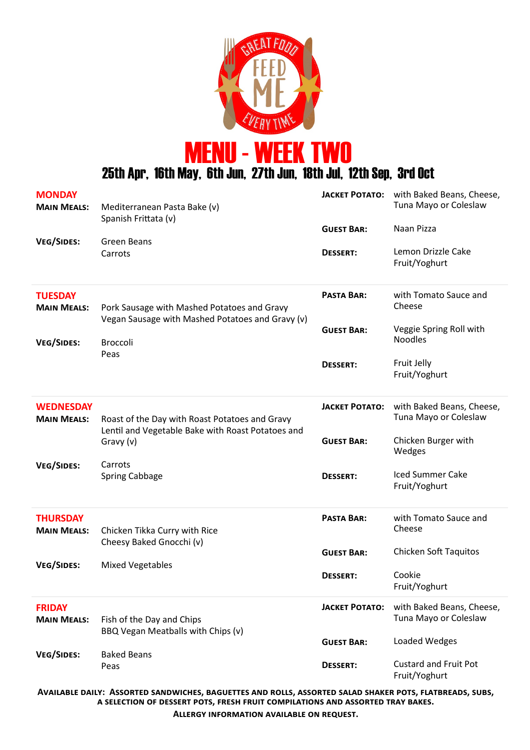# MENU - WEEK TWO

## 25th Apr, 16th May, 6th Jun, 27th Jun, 18th Jul, 12th Sep, 3rd Oct

### MONDAY

**Main Meals:** Mediterranean Pasta Bake (v)
Spanish Frittata (v)

**Veg/Sides:** Green Beans
Carrots

**Jacket Potato:** with Baked Beans, Cheese, Tuna Mayo or Coleslaw

**Guest Bar:** Naan Pizza

**Dessert:** Lemon Drizzle Cake
Fruit/Yoghurt

### TUESDAY

**Main Meals:** Pork Sausage with Mashed Potatoes and Gravy
Vegan Sausage with Mashed Potatoes and Gravy (v)

**Veg/Sides:** Broccoli
Peas

**Pasta Bar:** with Tomato Sauce and Cheese

**Guest Bar:** Veggie Spring Roll with Noodles

**Dessert:** Fruit Jelly
Fruit/Yoghurt

### WEDNESDAY

**Main Meals:** Roast of the Day with Roast Potatoes and Gravy
Lentil and Vegetable Bake with Roast Potatoes and Gravy (v)

**Veg/Sides:** Carrots
Spring Cabbage

**Jacket Potato:** with Baked Beans, Cheese, Tuna Mayo or Coleslaw

**Guest Bar:** Chicken Burger with Wedges

**Dessert:** Iced Summer Cake
Fruit/Yoghurt

### THURSDAY

**Main Meals:** Chicken Tikka Curry with Rice
Cheesy Baked Gnocchi (v)

**Veg/Sides:** Mixed Vegetables

**Pasta Bar:** with Tomato Sauce and Cheese

**Guest Bar:** Chicken Soft Taquitos

**Dessert:** Cookie
Fruit/Yoghurt

### FRIDAY

**Main Meals:** Fish of the Day and Chips
BBQ Vegan Meatballs with Chips (v)

**Veg/Sides:** Baked Beans
Peas

**Jacket Potato:** with Baked Beans, Cheese, Tuna Mayo or Coleslaw

**Guest Bar:** Loaded Wedges

**Dessert:** Custard and Fruit Pot
Fruit/Yoghurt

**Available daily: Assorted sandwiches, baguettes and rolls, assorted salad shaker pots, flatbreads, subs, a selection of dessert pots, fresh fruit compilations and assorted tray bakes.**

**Allergy information available on request.**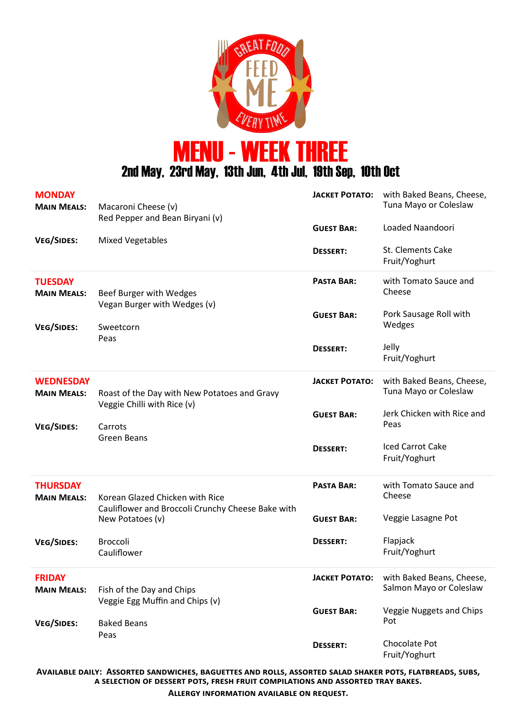GREAT FOOD FEED ME EVERY TIME

# MENU - WEEK THREE

## 2nd May, 23rd May, 13th Jun, 4th Jul, 19th Sep, 10th Oct

### MONDAY

**MAIN MEALS:** Macaroni Cheese (v)
Red Pepper and Bean Biryani (v)

**VEG/SIDES:** Mixed Vegetables

**JACKET POTATO:** with Baked Beans, Cheese, Tuna Mayo or Coleslaw

**GUEST BAR:** Loaded Naandoori

**DESSERT:** St. Clements Cake
Fruit/Yoghurt

### TUESDAY

**MAIN MEALS:** Beef Burger with Wedges
Vegan Burger with Wedges (v)

**VEG/SIDES:** Sweetcorn
Peas

**PASTA BAR:** with Tomato Sauce and Cheese

**GUEST BAR:** Pork Sausage Roll with Wedges

**DESSERT:** Jelly
Fruit/Yoghurt

### WEDNESDAY

**MAIN MEALS:** Roast of the Day with New Potatoes and Gravy
Veggie Chilli with Rice (v)

**VEG/SIDES:** Carrots
Green Beans

**JACKET POTATO:** with Baked Beans, Cheese, Tuna Mayo or Coleslaw

**GUEST BAR:** Jerk Chicken with Rice and Peas

**DESSERT:** Iced Carrot Cake
Fruit/Yoghurt

### THURSDAY

**MAIN MEALS:** Korean Glazed Chicken with Rice
Cauliflower and Broccoli Crunchy Cheese Bake with New Potatoes (v)

**VEG/SIDES:** Broccoli
Cauliflower

**PASTA BAR:** with Tomato Sauce and Cheese

**GUEST BAR:** Veggie Lasagne Pot

**DESSERT:** Flapjack
Fruit/Yoghurt

### FRIDAY

**MAIN MEALS:** Fish of the Day and Chips
Veggie Egg Muffin and Chips (v)

**VEG/SIDES:** Baked Beans
Peas

**JACKET POTATO:** with Baked Beans, Cheese, Salmon Mayo or Coleslaw

**GUEST BAR:** Veggie Nuggets and Chips Pot

**DESSERT:** Chocolate Pot
Fruit/Yoghurt

**AVAILABLE DAILY: ASSORTED SANDWICHES, BAGUETTES AND ROLLS, ASSORTED SALAD SHAKER POTS, FLATBREADS, SUBS, A SELECTION OF DESSERT POTS, FRESH FRUIT COMPILATIONS AND ASSORTED TRAY BAKES.**

**ALLERGY INFORMATION AVAILABLE ON REQUEST.**